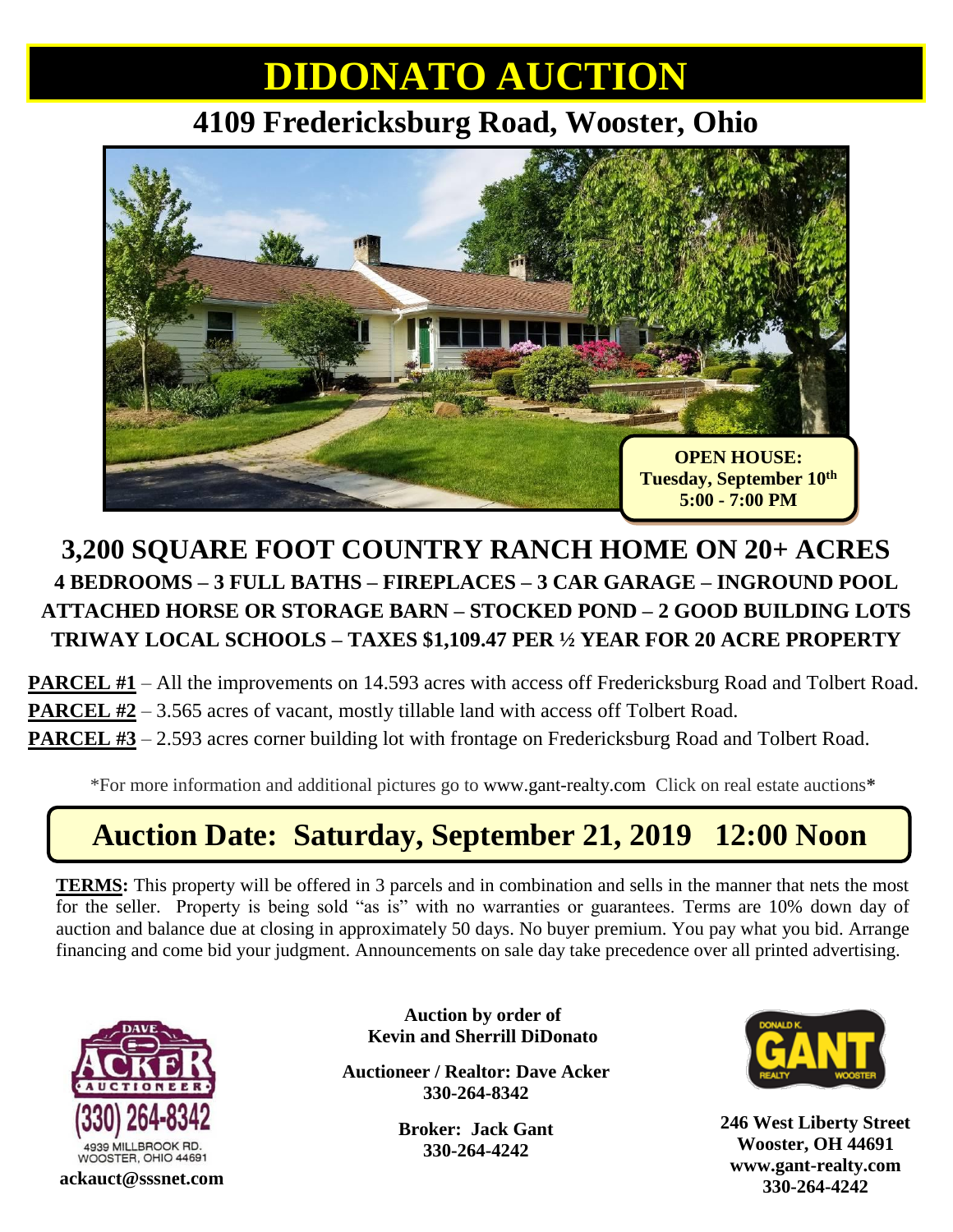# DIDONATO AUCTION

## 4109 Fredericksburg Road, Wooster, Ohio

**OPEN HOUSE:**
**Tuesday, September 10th**
**5:00 - 7:00 PM**

## 3,200 SQUARE FOOT COUNTRY RANCH HOME ON 20+ ACRES

**4 BEDROOMS – 3 FULL BATHS – FIREPLACES – 3 CAR GARAGE – INGROUND POOL**
**ATTACHED HORSE OR STORAGE BARN – STOCKED POND – 2 GOOD BUILDING LOTS**
**TRIWAY LOCAL SCHOOLS – TAXES $1,109.47 PER ½ YEAR FOR 20 ACRE PROPERTY**

**PARCEL #1** – All the improvements on 14.593 acres with access off Fredericksburg Road and Tolbert Road.
**PARCEL #2** – 3.565 acres of vacant, mostly tillable land with access off Tolbert Road.
**PARCEL #3** – 2.593 acres corner building lot with frontage on Fredericksburg Road and Tolbert Road.

*For more information and additional pictures go to www.gant-realty.com Click on real estate auctions*

## Auction Date: Saturday, September 21, 2019 12:00 Noon

**TERMS:** This property will be offered in 3 parcels and in combination and sells in the manner that nets the most for the seller. Property is being sold "as is" with no warranties or guarantees. Terms are 10% down day of auction and balance due at closing in approximately 50 days. No buyer premium. You pay what you bid. Arrange financing and come bid your judgment. Announcements on sale day take precedence over all printed advertising.

DAVE ACKER AUCTIONEER
(330) 264-8342
4939 MILLBROOK RD.
WOOSTER, OHIO 44691
**ackauct@sssnet.com**

**Auction by order of**
**Kevin and Sherrill DiDonato**

**Auctioneer / Realtor: Dave Acker**
**330-264-8342**

**Broker: Jack Gant**
**330-264-4242**

DONALD K. GANT REALTY WOOSTER
**246 West Liberty Street**
**Wooster, OH 44691**
**www.gant-realty.com**
**330-264-4242**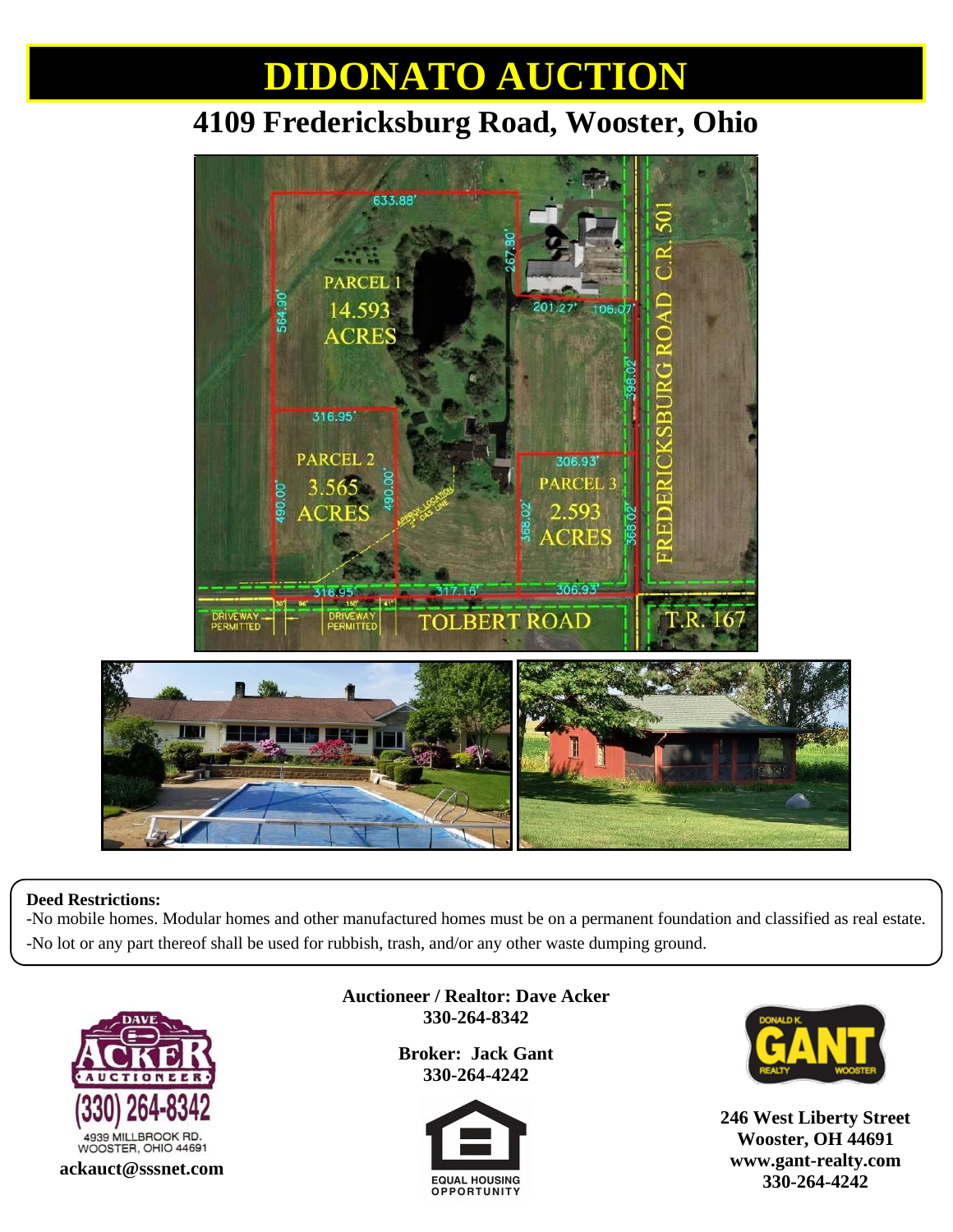# DIDONATO AUCTION

## 4109 Fredericksburg Road, Wooster, Ohio

PARCEL 1
14.593
ACRES

PARCEL 2
3.565
ACRES

PARCEL 3
2.593
ACRES

633.88'
267.80'
564.90'
201.27'
106.07'
398.02'
316.95'
490.00'
490.00'
306.93'
368.02'
368.02'
316.95'
317.16'
306.93'
30' 96' 150' 41'

APPROX LOCATION 2" GAS LINE

DRIVEWAY PERMITTED
DRIVEWAY PERMITTED

TOLBERT ROAD
T.R. 167
FREDERICKSBURG ROAD C.R. 501

**Deed Restrictions:**

-No mobile homes. Modular homes and other manufactured homes must be on a permanent foundation and classified as real estate.

-No lot or any part thereof shall be used for rubbish, trash, and/or any other waste dumping ground.

DAVE ACKER AUCTIONEER
(330) 264-8342
4939 MILLBROOK RD.
WOOSTER, OHIO 44691
**ackauct@sssnet.com**

**Auctioneer / Realtor: Dave Acker**
**330-264-8342**

**Broker: Jack Gant**
**330-264-4242**

EQUAL HOUSING OPPORTUNITY

DONALD K. GANT REALTY WOOSTER

**246 West Liberty Street**
**Wooster, OH 44691**
**www.gant-realty.com**
**330-264-4242**